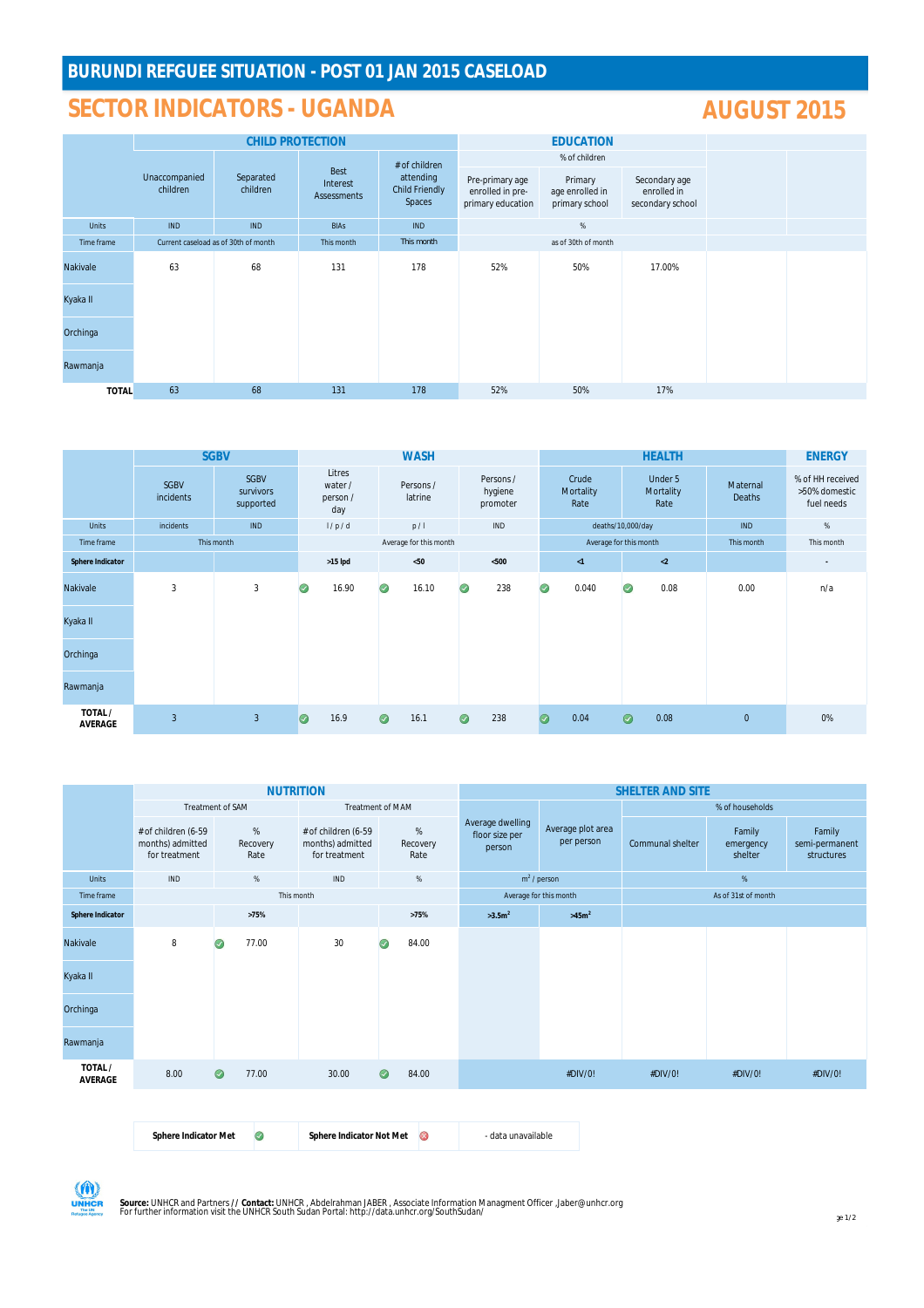# BURUNDI REFGUEE SITUATION - POST 01 JAN 2015 CASELOAD

## SECTOR INDICATORS - UGANDA

## AUGUST 2015

| | CHILD PROTECTION | | | | EDUCATION | | | | |
|---|---|---|---|---|---|---|---|---|---|
| | | | | | % of children | | | | |
| | Unaccompanied children | Separated children | Best Interest Assessments | # of children attending Child Friendly Spaces | Pre-primary age enrolled in pre-primary education | Primary age enrolled in primary school | Secondary age enrolled in secondary school | | |
| Units | IND | IND | BIAs | IND | % | | | | |
| Time frame | Current caseload as of 30th of month | | This month | This month | as of 30th of month | | | | |
| Nakivale | 63 | 68 | 131 | 178 | 52% | 50% | 17.00% | | |
| Kyaka II | | | | | | | | | |
| Orchinga | | | | | | | | | |
| Rawmanja | | | | | | | | | |
| TOTAL | 63 | 68 | 131 | 178 | 52% | 50% | 17% | | |

| | SGBV | | WASH | | | HEALTH | | | ENERGY |
|---|---|---|---|---|---|---|---|---|---|
| | SGBV incidents | SGBV survivors supported | Litres water / person / day | Persons / latrine | Persons / hygiene promoter | Crude Mortality Rate | Under 5 Mortality Rate | Maternal Deaths | % of HH received >50% domestic fuel needs |
| Units | incidents | IND | l / p / d | p / l | IND | deaths/10,000/day | | IND | % |
| Time frame | This month | | Average for this month | | | Average for this month | | This month | This month |
| Sphere Indicator | | | >15 lpd | <50 | <500 | <1 | <2 | | - |
| Nakivale | 3 | 3 | 16.90 | 16.10 | 238 | 0.040 | 0.08 | 0.00 | n/a |
| Kyaka II | | | | | | | | | |
| Orchinga | | | | | | | | | |
| Rawmanja | | | | | | | | | |
| TOTAL / AVERAGE | 3 | 3 | 16.9 | 16.1 | 238 | 0.04 | 0.08 | 0 | 0% |

| | NUTRITION | | | | SHELTER AND SITE | | | | |
|---|---|---|---|---|---|---|---|---|---|
| | Treatment of SAM | | Treatment of MAM | | | | % of households | | |
| | # of children (6-59 months) admitted for treatment | % Recovery Rate | # of children (6-59 months) admitted for treatment | % Recovery Rate | Average dwelling floor size per person | Average plot area per person | Communal shelter | Family emergency shelter | Family semi-permanent structures |
| Units | IND | % | IND | % | $m^2$ / person | | % | | |
| Time frame | This month | | | | Average for this month | | As of 31st of month | | |
| Sphere Indicator | | >75% | | >75% | >3.5$m^2$ | >45$m^2$ | | | |
| Nakivale | 8 | 77.00 | 30 | 84.00 | | | | | |
| Kyaka II | | | | | | | | | |
| Orchinga | | | | | | | | | |
| Rawmanja | | | | | | | | | |
| TOTAL / AVERAGE | 8.00 | 77.00 | 30.00 | 84.00 | | #DIV/0! | #DIV/0! | #DIV/0! | #DIV/0! |

| Sphere Indicator Met | ✓ | Sphere Indicator Not Met | ✗ | - data unavailable |
|---|---|---|---|---|

**Source:** UNHCR and Partners // **Contact:** UNHCR , Abdelrahman JABER , Associate Information Managment Officer ,Jaber@unhcr.org
For further information visit the UNHCR South Sudan Portal: http://data.unhcr.org/SouthSudan/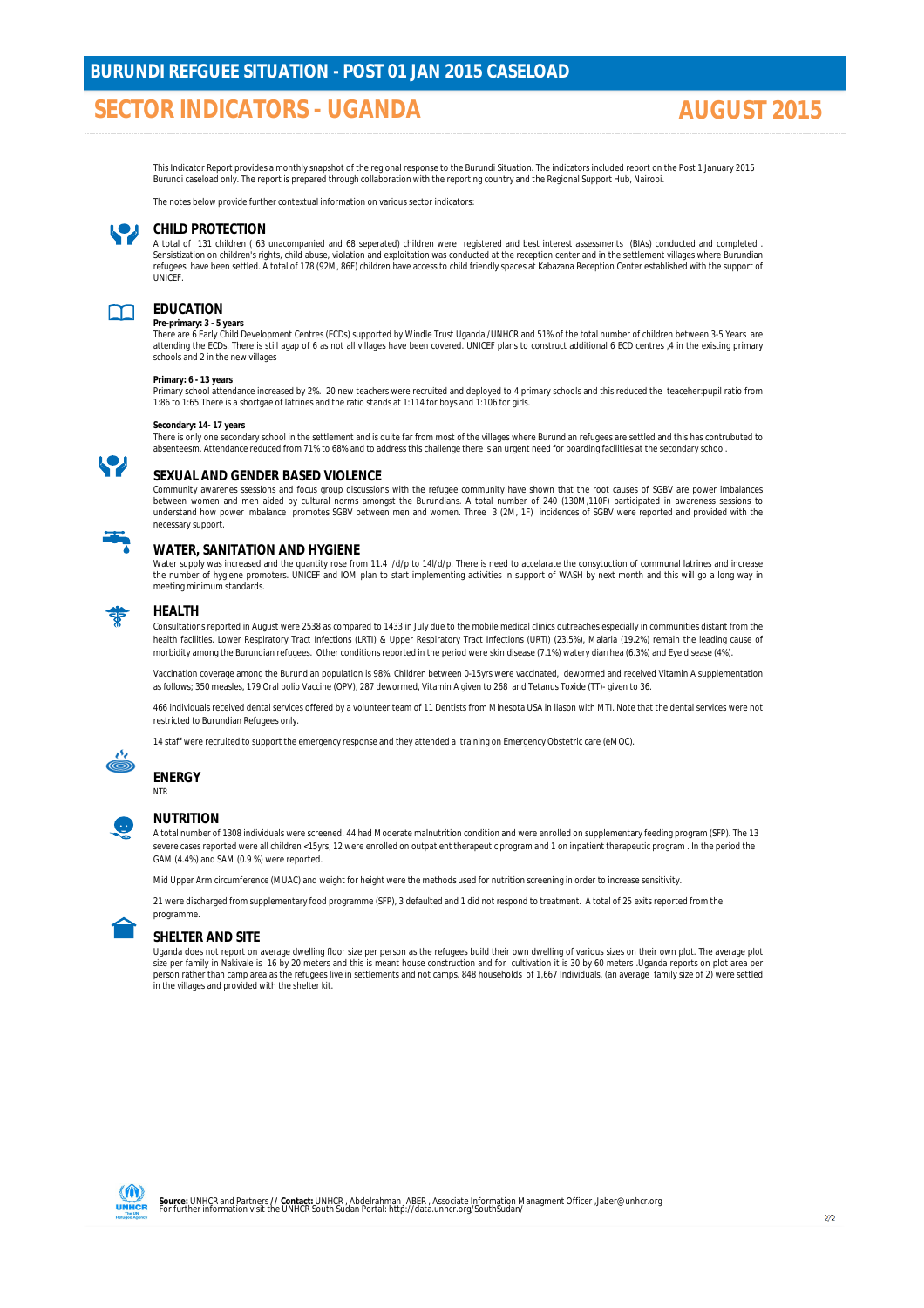# BURUNDI REFGUEE SITUATION - POST 01 JAN 2015 CASELOAD

# SECTOR INDICATORS - UGANDA

# AUGUST 2015

This Indicator Report provides a monthly snapshot of the regional response to the Burundi Situation. The indicators included report on the Post 1 January 2015 Burundi caseload only. The report is prepared through collaboration with the reporting country and the Regional Support Hub, Nairobi.

The notes below provide further contextual information on various sector indicators:

## CHILD PROTECTION

A total of 131 children ( 63 unacompanied and 68 seperated) children were registered and best interest assessments (BIAs) conducted and completed . Sensistization on children's rights, child abuse, violation and exploitation was conducted at the reception center and in the settlement villages where Burundian refugees have been settled. A total of 178 (92M, 86F) children have access to child friendly spaces at Kabazana Reception Center established with the support of UNICEF.

## EDUCATION

**Pre-primary: 3 - 5 years**

There are 6 Early Child Development Centres (ECDs) supported by Windle Trust Uganda /UNHCR and 51% of the total number of children between 3-5 Years are attending the ECDs. There is still agap of 6 as not all villages have been covered. UNICEF plans to construct additional 6 ECD centres ,4 in the existing primary schools and 2 in the new villages

**Primary: 6 - 13 years**

Primary school attendance increased by 2%. 20 new teachers were recruited and deployed to 4 primary schools and this reduced the teaceher:pupil ratio from 1:86 to 1:65.There is a shortgae of latrines and the ratio stands at 1:114 for boys and 1:106 for girls.

**Secondary: 14- 17 years**

There is only one secondary school in the settlement and is quite far from most of the villages where Burundian refugees are settled and this has contrubuted to absenteesm. Attendance reduced from 71% to 68% and to address this challenge there is an urgent need for boarding facilities at the secondary school.

## SEXUAL AND GENDER BASED VIOLENCE

Community awarenes ssessions and focus group discussions with the refugee community have shown that the root causes of SGBV are power imbalances between women and men aided by cultural norms amongst the Burundians. A total number of 240 (130M,110F) participated in awareness sessions to understand how power imbalance promotes SGBV between men and women. Three 3 (2M, 1F) incidences of SGBV were reported and provided with the necessary support.

## WATER, SANITATION AND HYGIENE

Water supply was increased and the quantity rose from 11.4 l/d/p to 14l/d/p. There is need to accelarate the consytuction of communal latrines and increase the number of hygiene promoters. UNICEF and IOM plan to start implementing activities in support of WASH by next month and this will go a long way in meeting minimum standards.

## HEALTH

Consultations reported in August were 2538 as compared to 1433 in July due to the mobile medical clinics outreaches especially in communities distant from the health facilities. Lower Respiratory Tract Infections (LRTI) & Upper Respiratory Tract Infections (URTI) (23.5%), Malaria (19.2%) remain the leading cause of morbidity among the Burundian refugees. Other conditions reported in the period were skin disease (7.1%) watery diarrhea (6.3%) and Eye disease (4%).

Vaccination coverage among the Burundian population is 98%. Children between 0-15yrs were vaccinated, dewormed and received Vitamin A supplementation as follows; 350 measles, 179 Oral polio Vaccine (OPV), 287 dewormed, Vitamin A given to 268 and Tetanus Toxide (TT)- given to 36.

466 individuals received dental services offered by a volunteer team of 11 Dentists from Minesota USA in liason with MTI. Note that the dental services were not restricted to Burundian Refugees only.

14 staff were recruited to support the emergency response and they attended a training on Emergency Obstetric care (eMOC).

## ENERGY

NTR

## NUTRITION

A total number of 1308 individuals were screened. 44 had Moderate malnutrition condition and were enrolled on supplementary feeding program (SFP). The 13 severe cases reported were all children <15yrs, 12 were enrolled on outpatient therapeutic program and 1 on inpatient therapeutic program . In the period the GAM (4.4%) and SAM (0.9 %) were reported.

Mid Upper Arm circumference (MUAC) and weight for height were the methods used for nutrition screening in order to increase sensitivity.

21 were discharged from supplementary food programme (SFP), 3 defaulted and 1 did not respond to treatment. A total of 25 exits reported from the programme.

## SHELTER AND SITE

Uganda does not report on average dwelling floor size per person as the refugees build their own dwelling of various sizes on their own plot. The average plot size per family in Nakivale is 16 by 20 meters and this is meant house construction and for cultivation it is 30 by 60 meters .Uganda reports on plot area per person rather than camp area as the refugees live in settlements and not camps. 848 households of 1,667 Individuals, (an average family size of 2) were settled in the villages and provided with the shelter kit.

**Source:** UNHCR and Partners // **Contact:** UNHCR , Abdelrahman JABER , Associate Information Managment Officer ,Jaber@unhcr.org
For further information visit the UNHCR South Sudan Portal: http://data.unhcr.org/SouthSudan/